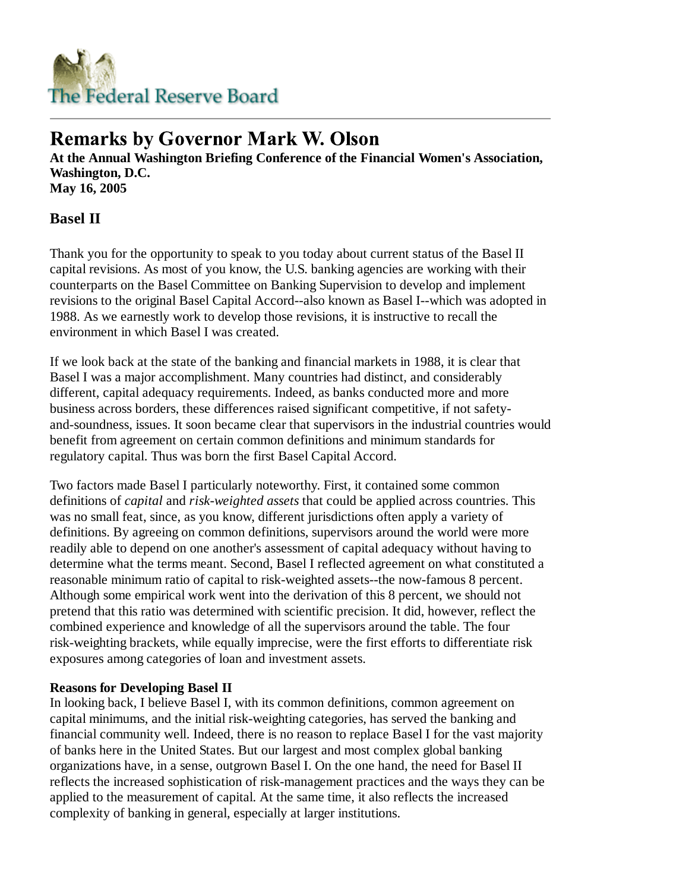The Federal Reserve Board

# Remarks by Governor Mark W. Olson

**At the Annual Washington Briefing Conference of the Financial Women's Association, Washington, D.C.**
**May 16, 2005**

## Basel II

Thank you for the opportunity to speak to you today about current status of the Basel II capital revisions. As most of you know, the U.S. banking agencies are working with their counterparts on the Basel Committee on Banking Supervision to develop and implement revisions to the original Basel Capital Accord--also known as Basel I--which was adopted in 1988. As we earnestly work to develop those revisions, it is instructive to recall the environment in which Basel I was created.

If we look back at the state of the banking and financial markets in 1988, it is clear that Basel I was a major accomplishment. Many countries had distinct, and considerably different, capital adequacy requirements. Indeed, as banks conducted more and more business across borders, these differences raised significant competitive, if not safety-and-soundness, issues. It soon became clear that supervisors in the industrial countries would benefit from agreement on certain common definitions and minimum standards for regulatory capital. Thus was born the first Basel Capital Accord.

Two factors made Basel I particularly noteworthy. First, it contained some common definitions of *capital* and *risk-weighted assets* that could be applied across countries. This was no small feat, since, as you know, different jurisdictions often apply a variety of definitions. By agreeing on common definitions, supervisors around the world were more readily able to depend on one another's assessment of capital adequacy without having to determine what the terms meant. Second, Basel I reflected agreement on what constituted a reasonable minimum ratio of capital to risk-weighted assets--the now-famous 8 percent. Although some empirical work went into the derivation of this 8 percent, we should not pretend that this ratio was determined with scientific precision. It did, however, reflect the combined experience and knowledge of all the supervisors around the table. The four risk-weighting brackets, while equally imprecise, were the first efforts to differentiate risk exposures among categories of loan and investment assets.

**Reasons for Developing Basel II**

In looking back, I believe Basel I, with its common definitions, common agreement on capital minimums, and the initial risk-weighting categories, has served the banking and financial community well. Indeed, there is no reason to replace Basel I for the vast majority of banks here in the United States. But our largest and most complex global banking organizations have, in a sense, outgrown Basel I. On the one hand, the need for Basel II reflects the increased sophistication of risk-management practices and the ways they can be applied to the measurement of capital. At the same time, it also reflects the increased complexity of banking in general, especially at larger institutions.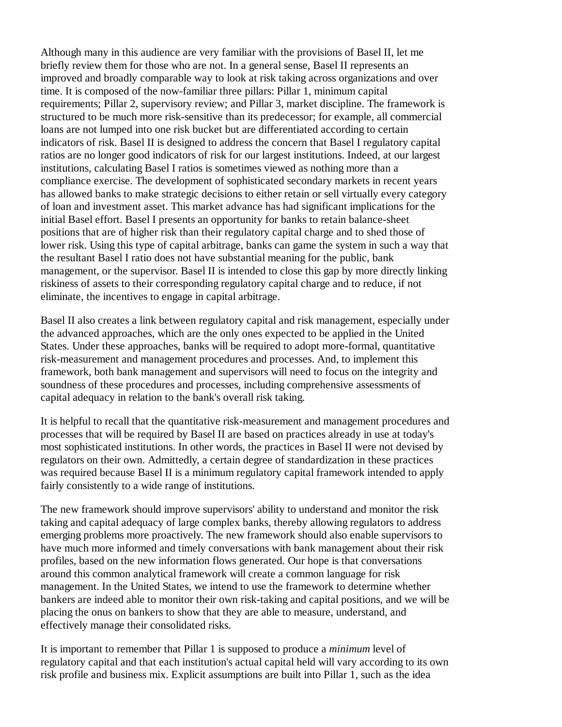Although many in this audience are very familiar with the provisions of Basel II, let me briefly review them for those who are not. In a general sense, Basel II represents an improved and broadly comparable way to look at risk taking across organizations and over time. It is composed of the now-familiar three pillars: Pillar 1, minimum capital requirements; Pillar 2, supervisory review; and Pillar 3, market discipline. The framework is structured to be much more risk-sensitive than its predecessor; for example, all commercial loans are not lumped into one risk bucket but are differentiated according to certain indicators of risk. Basel II is designed to address the concern that Basel I regulatory capital ratios are no longer good indicators of risk for our largest institutions. Indeed, at our largest institutions, calculating Basel I ratios is sometimes viewed as nothing more than a compliance exercise. The development of sophisticated secondary markets in recent years has allowed banks to make strategic decisions to either retain or sell virtually every category of loan and investment asset. This market advance has had significant implications for the initial Basel effort. Basel I presents an opportunity for banks to retain balance-sheet positions that are of higher risk than their regulatory capital charge and to shed those of lower risk. Using this type of capital arbitrage, banks can game the system in such a way that the resultant Basel I ratio does not have substantial meaning for the public, bank management, or the supervisor. Basel II is intended to close this gap by more directly linking riskiness of assets to their corresponding regulatory capital charge and to reduce, if not eliminate, the incentives to engage in capital arbitrage.

Basel II also creates a link between regulatory capital and risk management, especially under the advanced approaches, which are the only ones expected to be applied in the United States. Under these approaches, banks will be required to adopt more-formal, quantitative risk-measurement and management procedures and processes. And, to implement this framework, both bank management and supervisors will need to focus on the integrity and soundness of these procedures and processes, including comprehensive assessments of capital adequacy in relation to the bank's overall risk taking.

It is helpful to recall that the quantitative risk-measurement and management procedures and processes that will be required by Basel II are based on practices already in use at today's most sophisticated institutions. In other words, the practices in Basel II were not devised by regulators on their own. Admittedly, a certain degree of standardization in these practices was required because Basel II is a minimum regulatory capital framework intended to apply fairly consistently to a wide range of institutions.

The new framework should improve supervisors' ability to understand and monitor the risk taking and capital adequacy of large complex banks, thereby allowing regulators to address emerging problems more proactively. The new framework should also enable supervisors to have much more informed and timely conversations with bank management about their risk profiles, based on the new information flows generated. Our hope is that conversations around this common analytical framework will create a common language for risk management. In the United States, we intend to use the framework to determine whether bankers are indeed able to monitor their own risk-taking and capital positions, and we will be placing the onus on bankers to show that they are able to measure, understand, and effectively manage their consolidated risks.

It is important to remember that Pillar 1 is supposed to produce a *minimum* level of regulatory capital and that each institution's actual capital held will vary according to its own risk profile and business mix. Explicit assumptions are built into Pillar 1, such as the idea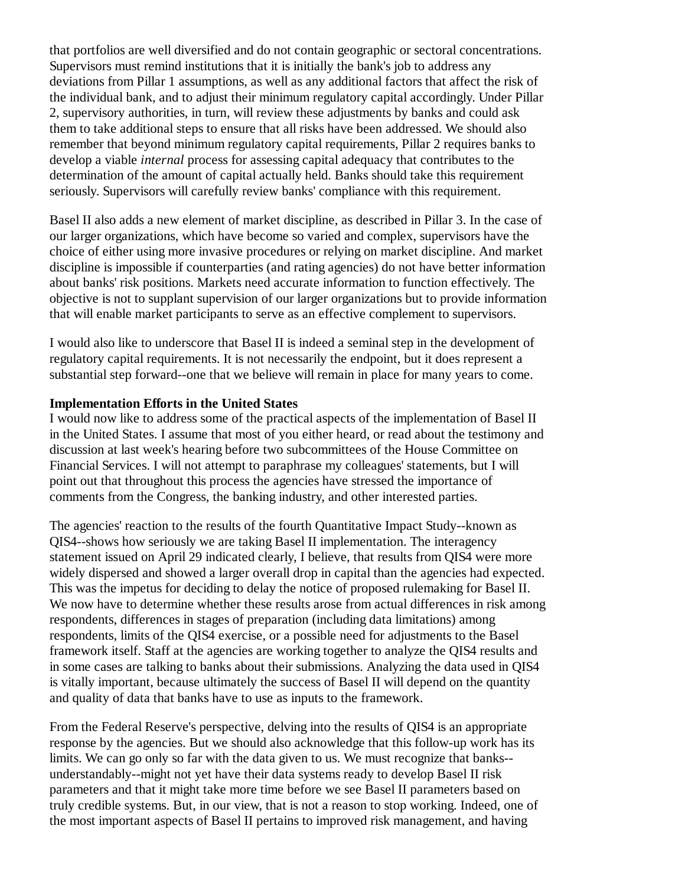that portfolios are well diversified and do not contain geographic or sectoral concentrations. Supervisors must remind institutions that it is initially the bank's job to address any deviations from Pillar 1 assumptions, as well as any additional factors that affect the risk of the individual bank, and to adjust their minimum regulatory capital accordingly. Under Pillar 2, supervisory authorities, in turn, will review these adjustments by banks and could ask them to take additional steps to ensure that all risks have been addressed. We should also remember that beyond minimum regulatory capital requirements, Pillar 2 requires banks to develop a viable *internal* process for assessing capital adequacy that contributes to the determination of the amount of capital actually held. Banks should take this requirement seriously. Supervisors will carefully review banks' compliance with this requirement.

Basel II also adds a new element of market discipline, as described in Pillar 3. In the case of our larger organizations, which have become so varied and complex, supervisors have the choice of either using more invasive procedures or relying on market discipline. And market discipline is impossible if counterparties (and rating agencies) do not have better information about banks' risk positions. Markets need accurate information to function effectively. The objective is not to supplant supervision of our larger organizations but to provide information that will enable market participants to serve as an effective complement to supervisors.

I would also like to underscore that Basel II is indeed a seminal step in the development of regulatory capital requirements. It is not necessarily the endpoint, but it does represent a substantial step forward--one that we believe will remain in place for many years to come.

**Implementation Efforts in the United States**

I would now like to address some of the practical aspects of the implementation of Basel II in the United States. I assume that most of you either heard, or read about the testimony and discussion at last week's hearing before two subcommittees of the House Committee on Financial Services. I will not attempt to paraphrase my colleagues' statements, but I will point out that throughout this process the agencies have stressed the importance of comments from the Congress, the banking industry, and other interested parties.

The agencies' reaction to the results of the fourth Quantitative Impact Study--known as QIS4--shows how seriously we are taking Basel II implementation. The interagency statement issued on April 29 indicated clearly, I believe, that results from QIS4 were more widely dispersed and showed a larger overall drop in capital than the agencies had expected. This was the impetus for deciding to delay the notice of proposed rulemaking for Basel II. We now have to determine whether these results arose from actual differences in risk among respondents, differences in stages of preparation (including data limitations) among respondents, limits of the QIS4 exercise, or a possible need for adjustments to the Basel framework itself. Staff at the agencies are working together to analyze the QIS4 results and in some cases are talking to banks about their submissions. Analyzing the data used in QIS4 is vitally important, because ultimately the success of Basel II will depend on the quantity and quality of data that banks have to use as inputs to the framework.

From the Federal Reserve's perspective, delving into the results of QIS4 is an appropriate response by the agencies. But we should also acknowledge that this follow-up work has its limits. We can go only so far with the data given to us. We must recognize that banks--understandably--might not yet have their data systems ready to develop Basel II risk parameters and that it might take more time before we see Basel II parameters based on truly credible systems. But, in our view, that is not a reason to stop working. Indeed, one of the most important aspects of Basel II pertains to improved risk management, and having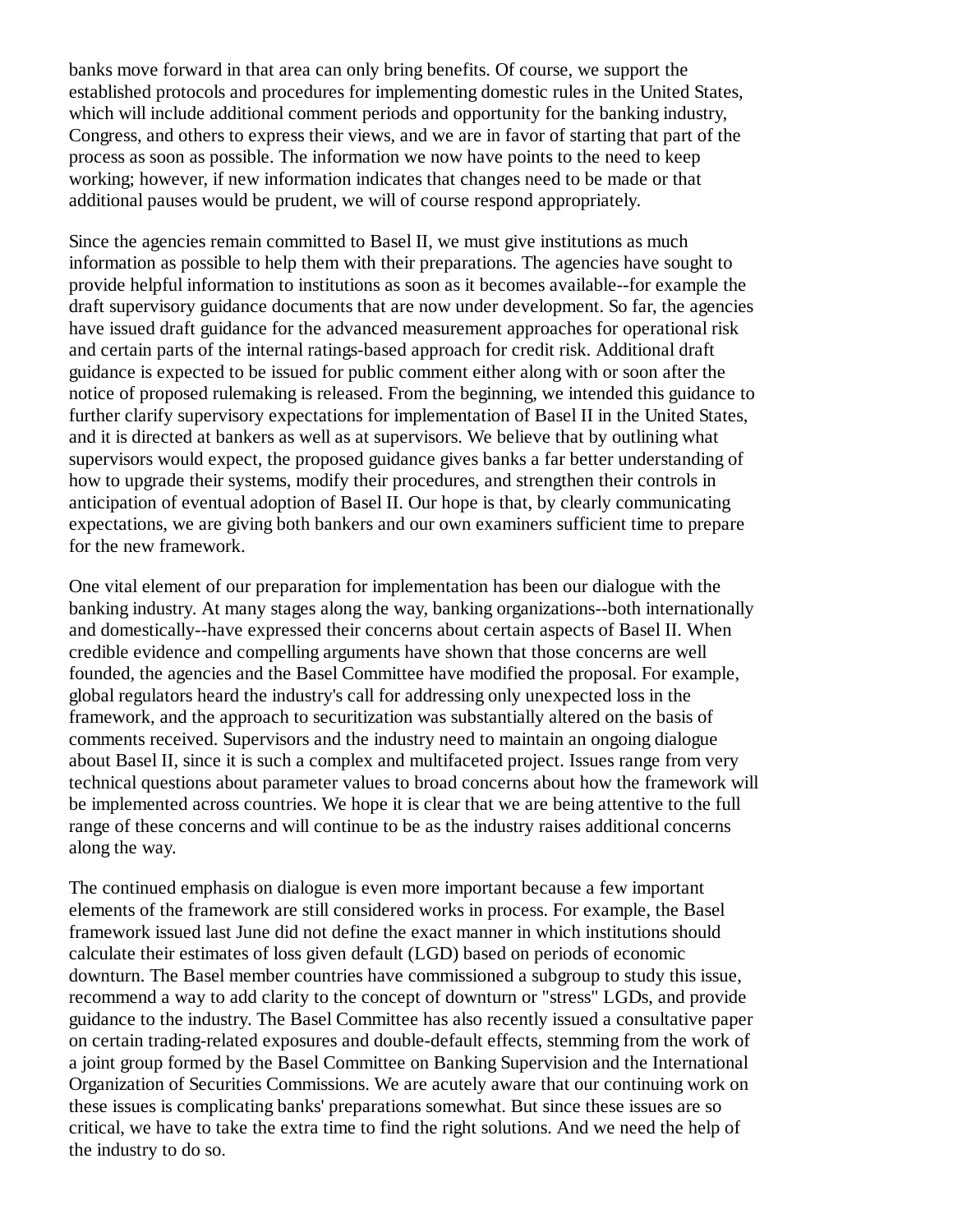banks move forward in that area can only bring benefits. Of course, we support the established protocols and procedures for implementing domestic rules in the United States, which will include additional comment periods and opportunity for the banking industry, Congress, and others to express their views, and we are in favor of starting that part of the process as soon as possible. The information we now have points to the need to keep working; however, if new information indicates that changes need to be made or that additional pauses would be prudent, we will of course respond appropriately.

Since the agencies remain committed to Basel II, we must give institutions as much information as possible to help them with their preparations. The agencies have sought to provide helpful information to institutions as soon as it becomes available--for example the draft supervisory guidance documents that are now under development. So far, the agencies have issued draft guidance for the advanced measurement approaches for operational risk and certain parts of the internal ratings-based approach for credit risk. Additional draft guidance is expected to be issued for public comment either along with or soon after the notice of proposed rulemaking is released. From the beginning, we intended this guidance to further clarify supervisory expectations for implementation of Basel II in the United States, and it is directed at bankers as well as at supervisors. We believe that by outlining what supervisors would expect, the proposed guidance gives banks a far better understanding of how to upgrade their systems, modify their procedures, and strengthen their controls in anticipation of eventual adoption of Basel II. Our hope is that, by clearly communicating expectations, we are giving both bankers and our own examiners sufficient time to prepare for the new framework.

One vital element of our preparation for implementation has been our dialogue with the banking industry. At many stages along the way, banking organizations--both internationally and domestically--have expressed their concerns about certain aspects of Basel II. When credible evidence and compelling arguments have shown that those concerns are well founded, the agencies and the Basel Committee have modified the proposal. For example, global regulators heard the industry's call for addressing only unexpected loss in the framework, and the approach to securitization was substantially altered on the basis of comments received. Supervisors and the industry need to maintain an ongoing dialogue about Basel II, since it is such a complex and multifaceted project. Issues range from very technical questions about parameter values to broad concerns about how the framework will be implemented across countries. We hope it is clear that we are being attentive to the full range of these concerns and will continue to be as the industry raises additional concerns along the way.

The continued emphasis on dialogue is even more important because a few important elements of the framework are still considered works in process. For example, the Basel framework issued last June did not define the exact manner in which institutions should calculate their estimates of loss given default (LGD) based on periods of economic downturn. The Basel member countries have commissioned a subgroup to study this issue, recommend a way to add clarity to the concept of downturn or "stress" LGDs, and provide guidance to the industry. The Basel Committee has also recently issued a consultative paper on certain trading-related exposures and double-default effects, stemming from the work of a joint group formed by the Basel Committee on Banking Supervision and the International Organization of Securities Commissions. We are acutely aware that our continuing work on these issues is complicating banks' preparations somewhat. But since these issues are so critical, we have to take the extra time to find the right solutions. And we need the help of the industry to do so.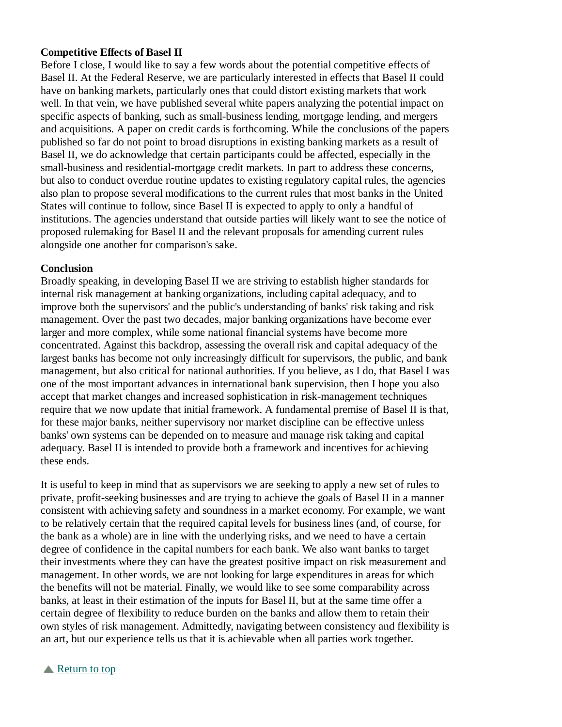**Competitive Effects of Basel II**

Before I close, I would like to say a few words about the potential competitive effects of Basel II. At the Federal Reserve, we are particularly interested in effects that Basel II could have on banking markets, particularly ones that could distort existing markets that work well. In that vein, we have published several white papers analyzing the potential impact on specific aspects of banking, such as small-business lending, mortgage lending, and mergers and acquisitions. A paper on credit cards is forthcoming. While the conclusions of the papers published so far do not point to broad disruptions in existing banking markets as a result of Basel II, we do acknowledge that certain participants could be affected, especially in the small-business and residential-mortgage credit markets. In part to address these concerns, but also to conduct overdue routine updates to existing regulatory capital rules, the agencies also plan to propose several modifications to the current rules that most banks in the United States will continue to follow, since Basel II is expected to apply to only a handful of institutions. The agencies understand that outside parties will likely want to see the notice of proposed rulemaking for Basel II and the relevant proposals for amending current rules alongside one another for comparison's sake.

**Conclusion**

Broadly speaking, in developing Basel II we are striving to establish higher standards for internal risk management at banking organizations, including capital adequacy, and to improve both the supervisors' and the public's understanding of banks' risk taking and risk management. Over the past two decades, major banking organizations have become ever larger and more complex, while some national financial systems have become more concentrated. Against this backdrop, assessing the overall risk and capital adequacy of the largest banks has become not only increasingly difficult for supervisors, the public, and bank management, but also critical for national authorities. If you believe, as I do, that Basel I was one of the most important advances in international bank supervision, then I hope you also accept that market changes and increased sophistication in risk-management techniques require that we now update that initial framework. A fundamental premise of Basel II is that, for these major banks, neither supervisory nor market discipline can be effective unless banks' own systems can be depended on to measure and manage risk taking and capital adequacy. Basel II is intended to provide both a framework and incentives for achieving these ends.

It is useful to keep in mind that as supervisors we are seeking to apply a new set of rules to private, profit-seeking businesses and are trying to achieve the goals of Basel II in a manner consistent with achieving safety and soundness in a market economy. For example, we want to be relatively certain that the required capital levels for business lines (and, of course, for the bank as a whole) are in line with the underlying risks, and we need to have a certain degree of confidence in the capital numbers for each bank. We also want banks to target their investments where they can have the greatest positive impact on risk measurement and management. In other words, we are not looking for large expenditures in areas for which the benefits will not be material. Finally, we would like to see some comparability across banks, at least in their estimation of the inputs for Basel II, but at the same time offer a certain degree of flexibility to reduce burden on the banks and allow them to retain their own styles of risk management. Admittedly, navigating between consistency and flexibility is an art, but our experience tells us that it is achievable when all parties work together.

▲ Return to top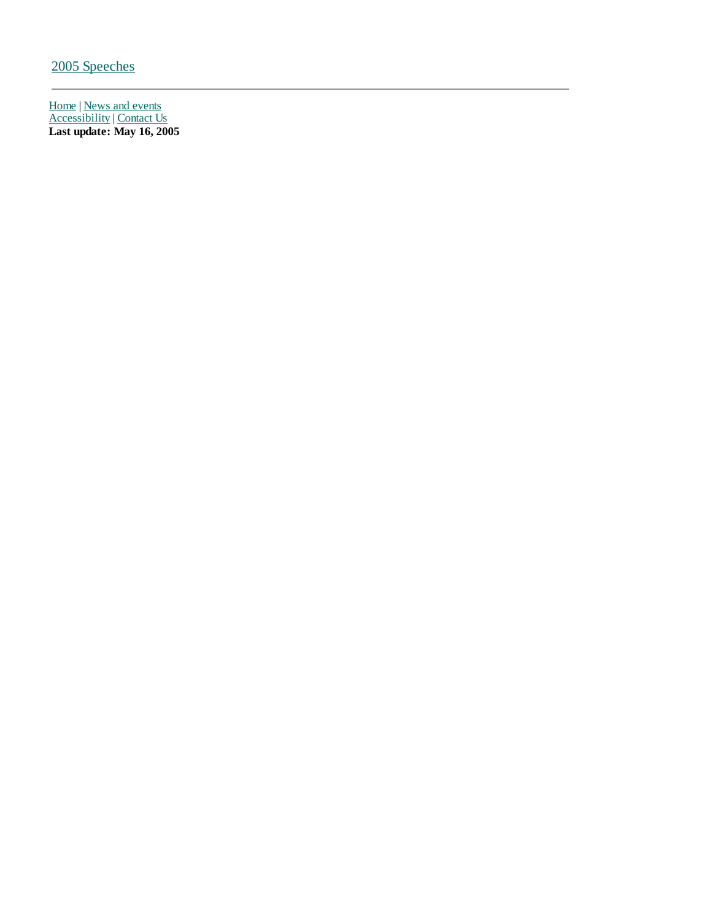2005 Speeches

---

Home | News and events
Accessibility | Contact Us
**Last update: May 16, 2005**